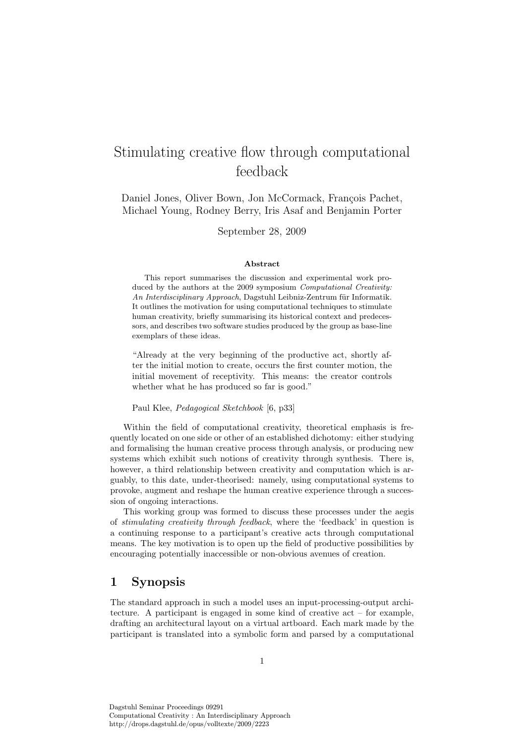# Stimulating creative flow through computational feedback

Daniel Jones, Oliver Bown, Jon McCormack, François Pachet, Michael Young, Rodney Berry, Iris Asaf and Benjamin Porter

September 28, 2009

**Abstract**

This report summarises the discussion and experimental work produced by the authors at the 2009 symposium *Computational Creativity: An Interdisciplinary Approach*, Dagstuhl Leibniz-Zentrum für Informatik. It outlines the motivation for using computational techniques to stimulate human creativity, briefly summarising its historical context and predecessors, and describes two software studies produced by the group as base-line exemplars of these ideas.

"Already at the very beginning of the productive act, shortly after the initial motion to create, occurs the first counter motion, the initial movement of receptivity. This means: the creator controls whether what he has produced so far is good."

Paul Klee, *Pedagogical Sketchbook* [6, p33]

Within the field of computational creativity, theoretical emphasis is frequently located on one side or other of an established dichotomy: either studying and formalising the human creative process through analysis, or producing new systems which exhibit such notions of creativity through synthesis. There is, however, a third relationship between creativity and computation which is arguably, to this date, under-theorised: namely, using computational systems to provoke, augment and reshape the human creative experience through a succession of ongoing interactions.

This working group was formed to discuss these processes under the aegis of *stimulating creativity through feedback*, where the 'feedback' in question is a continuing response to a participant's creative acts through computational means. The key motivation is to open up the field of productive possibilities by encouraging potentially inaccessible or non-obvious avenues of creation.

## 1 Synopsis

The standard approach in such a model uses an input-processing-output architecture. A participant is engaged in some kind of creative act – for example, drafting an architectural layout on a virtual artboard. Each mark made by the participant is translated into a symbolic form and parsed by a computational

Dagstuhl Seminar Proceedings 09291
Computational Creativity : An Interdisciplinary Approach
http://drops.dagstuhl.de/opus/volltexte/2009/2223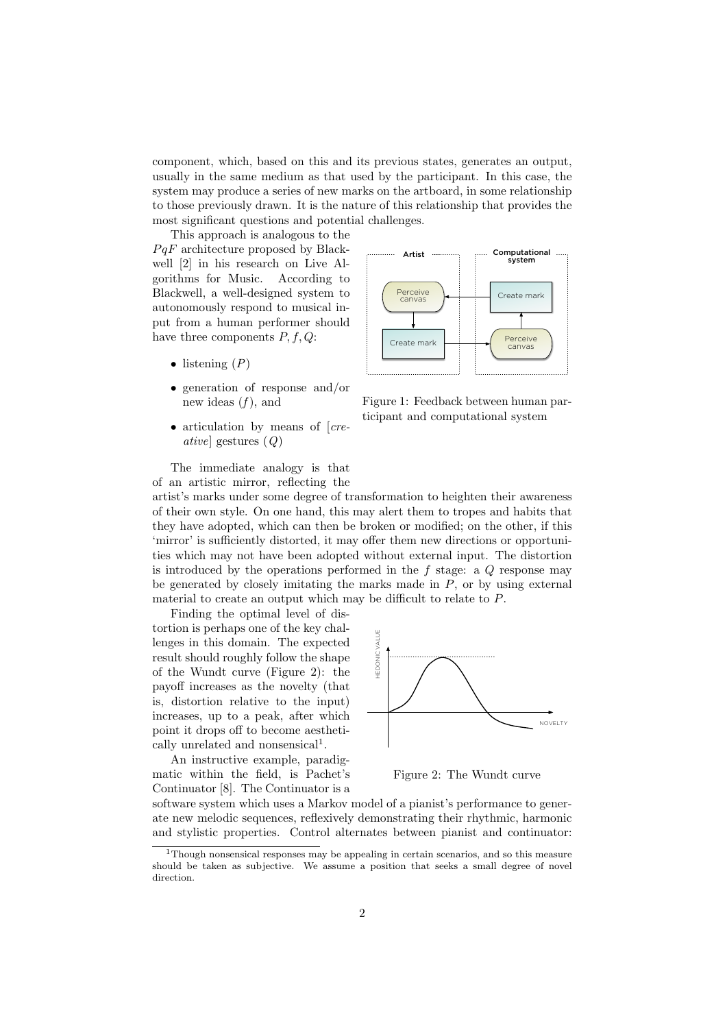component, which, based on this and its previous states, generates an output, usually in the same medium as that used by the participant. In this case, the system may produce a series of new marks on the artboard, in some relationship to those previously drawn. It is the nature of this relationship that provides the most significant questions and potential challenges.

This approach is analogous to the $PqF$ architecture proposed by Blackwell [2] in his research on Live Algorithms for Music. According to Blackwell, a well-designed system to autonomously respond to musical input from a human performer should have three components $P, f, Q$:

- listening ($P$)
- generation of response and/or new ideas ($f$), and
- articulation by means of [*creative*] gestures ($Q$)

Figure 1: Feedback between human participant and computational system

The immediate analogy is that of an artistic mirror, reflecting the artist's marks under some degree of transformation to heighten their awareness of their own style. On one hand, this may alert them to tropes and habits that they have adopted, which can then be broken or modified; on the other, if this 'mirror' is sufficiently distorted, it may offer them new directions or opportunities which may not have been adopted without external input. The distortion is introduced by the operations performed in the $f$ stage: a $Q$ response may be generated by closely imitating the marks made in $P$, or by using external material to create an output which may be difficult to relate to $P$.

Finding the optimal level of distortion is perhaps one of the key challenges in this domain. The expected result should roughly follow the shape of the Wundt curve (Figure 2): the payoff increases as the novelty (that is, distortion relative to the input) increases, up to a peak, after which point it drops off to become aesthetically unrelated and nonsensical[1].

Figure 2: The Wundt curve

An instructive example, paradigmatic within the field, is Pachet's Continuator [8]. The Continuator is a software system which uses a Markov model of a pianist's performance to generate new melodic sequences, reflexively demonstrating their rhythmic, harmonic and stylistic properties. Control alternates between pianist and continuator:

[1] Though nonsensical responses may be appealing in certain scenarios, and so this measure should be taken as subjective. We assume a position that seeks a small degree of novel direction.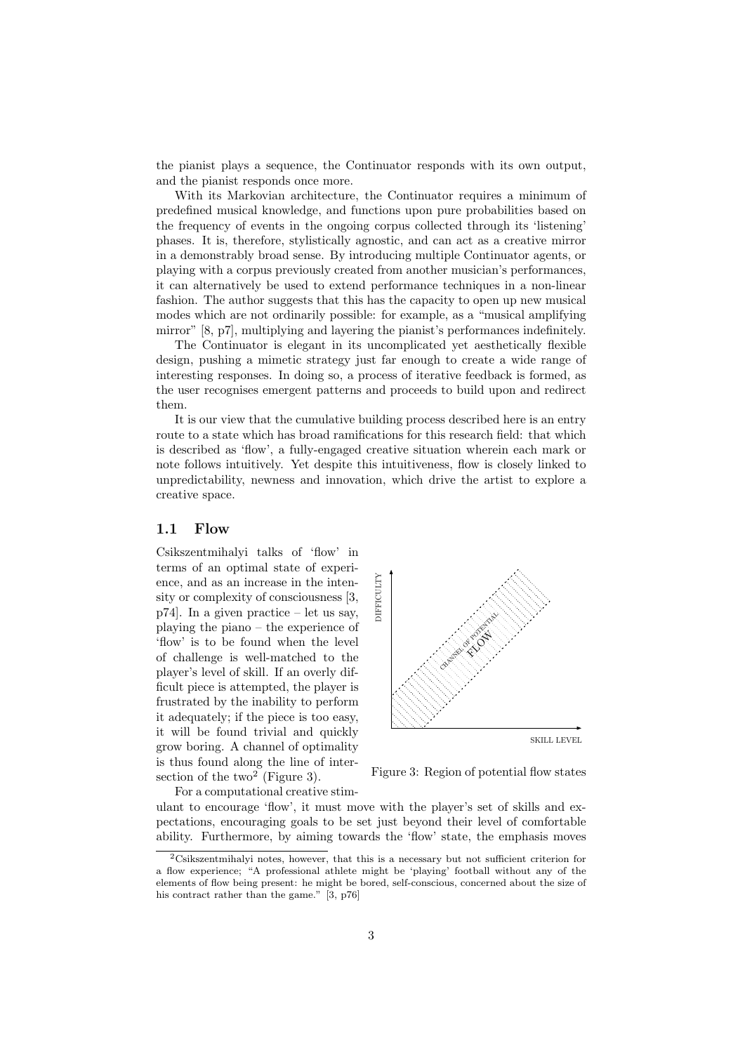the pianist plays a sequence, the Continuator responds with its own output, and the pianist responds once more.

With its Markovian architecture, the Continuator requires a minimum of predefined musical knowledge, and functions upon pure probabilities based on the frequency of events in the ongoing corpus collected through its 'listening' phases. It is, therefore, stylistically agnostic, and can act as a creative mirror in a demonstrably broad sense. By introducing multiple Continuator agents, or playing with a corpus previously created from another musician's performances, it can alternatively be used to extend performance techniques in a non-linear fashion. The author suggests that this has the capacity to open up new musical modes which are not ordinarily possible: for example, as a "musical amplifying mirror" [8, p7], multiplying and layering the pianist's performances indefinitely.

The Continuator is elegant in its uncomplicated yet aesthetically flexible design, pushing a mimetic strategy just far enough to create a wide range of interesting responses. In doing so, a process of iterative feedback is formed, as the user recognises emergent patterns and proceeds to build upon and redirect them.

It is our view that the cumulative building process described here is an entry route to a state which has broad ramifications for this research field: that which is described as 'flow', a fully-engaged creative situation wherein each mark or note follows intuitively. Yet despite this intuitiveness, flow is closely linked to unpredictability, newness and innovation, which drive the artist to explore a creative space.

## 1.1 Flow

Csikszentmihalyi talks of 'flow' in terms of an optimal state of experience, and as an increase in the intensity or complexity of consciousness [3, p74]. In a given practice – let us say, playing the piano – the experience of 'flow' is to be found when the level of challenge is well-matched to the player's level of skill. If an overly difficult piece is attempted, the player is frustrated by the inability to perform it adequately; if the piece is too easy, it will be found trivial and quickly grow boring. A channel of optimality is thus found along the line of intersection of the two[2] (Figure 3).

Figure 3: Region of potential flow states

For a computational creative stimulant to encourage 'flow', it must move with the player's set of skills and expectations, encouraging goals to be set just beyond their level of comfortable ability. Furthermore, by aiming towards the 'flow' state, the emphasis moves

[2] Csikszentmihalyi notes, however, that this is a necessary but not sufficient criterion for a flow experience; "A professional athlete might be 'playing' football without any of the elements of flow being present: he might be bored, self-conscious, concerned about the size of his contract rather than the game." [3, p76]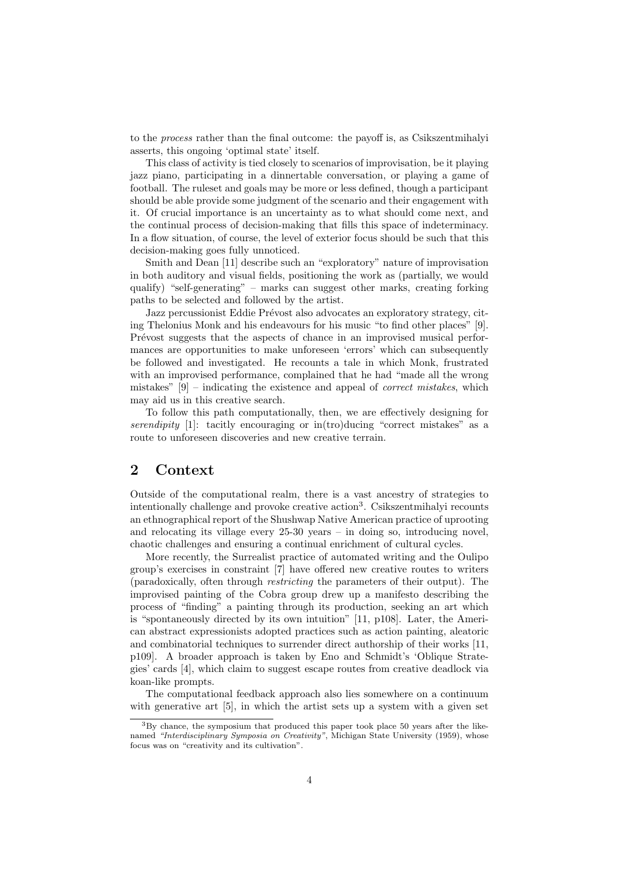to the *process* rather than the final outcome: the payoff is, as Csikszentmihalyi asserts, this ongoing 'optimal state' itself.

This class of activity is tied closely to scenarios of improvisation, be it playing jazz piano, participating in a dinnertable conversation, or playing a game of football. The ruleset and goals may be more or less defined, though a participant should be able provide some judgment of the scenario and their engagement with it. Of crucial importance is an uncertainty as to what should come next, and the continual process of decision-making that fills this space of indeterminacy. In a flow situation, of course, the level of exterior focus should be such that this decision-making goes fully unnoticed.

Smith and Dean [11] describe such an "exploratory" nature of improvisation in both auditory and visual fields, positioning the work as (partially, we would qualify) "self-generating" – marks can suggest other marks, creating forking paths to be selected and followed by the artist.

Jazz percussionist Eddie Prévost also advocates an exploratory strategy, citing Thelonius Monk and his endeavours for his music "to find other places" [9]. Prévost suggests that the aspects of chance in an improvised musical performances are opportunities to make unforeseen 'errors' which can subsequently be followed and investigated. He recounts a tale in which Monk, frustrated with an improvised performance, complained that he had "made all the wrong mistakes" [9] – indicating the existence and appeal of *correct mistakes*, which may aid us in this creative search.

To follow this path computationally, then, we are effectively designing for *serendipity* [1]: tacitly encouraging or in(tro)ducing "correct mistakes" as a route to unforeseen discoveries and new creative terrain.

## 2 Context

Outside of the computational realm, there is a vast ancestry of strategies to intentionally challenge and provoke creative action[3]. Csikszentmihalyi recounts an ethnographical report of the Shushwap Native American practice of uprooting and relocating its village every 25-30 years – in doing so, introducing novel, chaotic challenges and ensuring a continual enrichment of cultural cycles.

More recently, the Surrealist practice of automated writing and the Oulipo group's exercises in constraint [7] have offered new creative routes to writers (paradoxically, often through *restricting* the parameters of their output). The improvised painting of the Cobra group drew up a manifesto describing the process of "finding" a painting through its production, seeking an art which is "spontaneously directed by its own intuition" [11, p108]. Later, the American abstract expressionists adopted practices such as action painting, aleatoric and combinatorial techniques to surrender direct authorship of their works [11, p109]. A broader approach is taken by Eno and Schmidt's 'Oblique Strategies' cards [4], which claim to suggest escape routes from creative deadlock via koan-like prompts.

The computational feedback approach also lies somewhere on a continuum with generative art [5], in which the artist sets up a system with a given set

[3] By chance, the symposium that produced this paper took place 50 years after the like-named *"Interdisciplinary Symposia on Creativity"*, Michigan State University (1959), whose focus was on "creativity and its cultivation".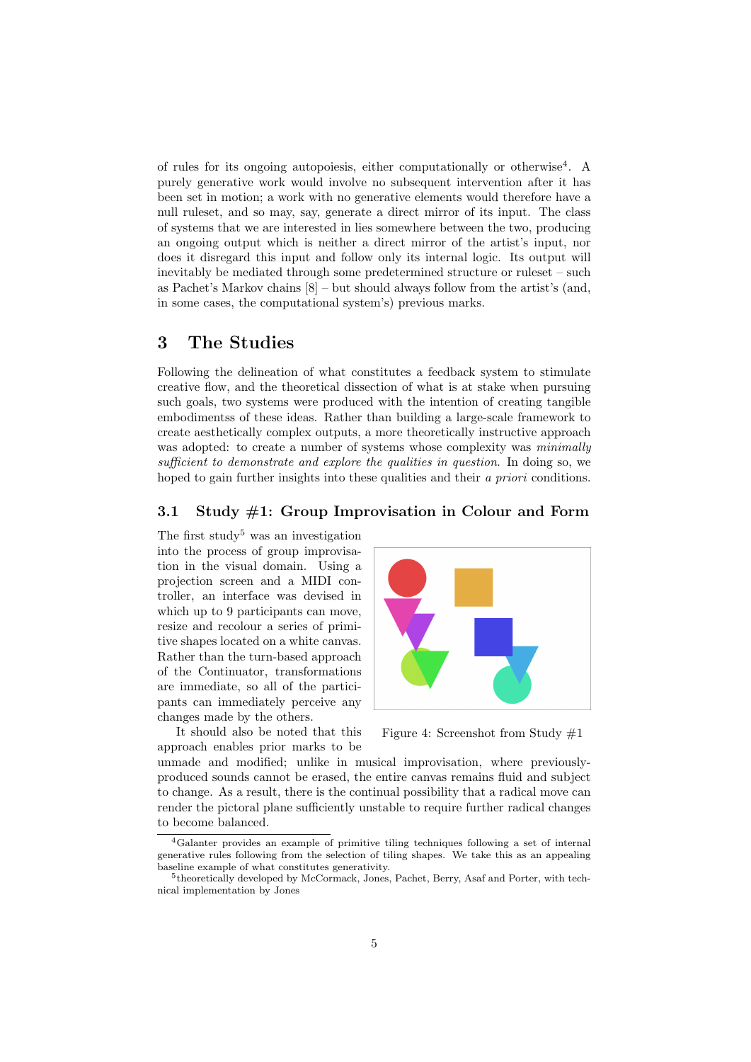of rules for its ongoing autopoiesis, either computationally or otherwise[4]. A purely generative work would involve no subsequent intervention after it has been set in motion; a work with no generative elements would therefore have a null ruleset, and so may, say, generate a direct mirror of its input. The class of systems that we are interested in lies somewhere between the two, producing an ongoing output which is neither a direct mirror of the artist's input, nor does it disregard this input and follow only its internal logic. Its output will inevitably be mediated through some predetermined structure or ruleset – such as Pachet's Markov chains [8] – but should always follow from the artist's (and, in some cases, the computational system's) previous marks.

## 3 The Studies

Following the delineation of what constitutes a feedback system to stimulate creative flow, and the theoretical dissection of what is at stake when pursuing such goals, two systems were produced with the intention of creating tangible embodimentss of these ideas. Rather than building a large-scale framework to create aesthetically complex outputs, a more theoretically instructive approach was adopted: to create a number of systems whose complexity was *minimally sufficient to demonstrate and explore the qualities in question*. In doing so, we hoped to gain further insights into these qualities and their *a priori* conditions.

### 3.1 Study #1: Group Improvisation in Colour and Form

The first study[5] was an investigation into the process of group improvisation in the visual domain. Using a projection screen and a MIDI controller, an interface was devised in which up to 9 participants can move, resize and recolour a series of primitive shapes located on a white canvas. Rather than the turn-based approach of the Continuator, transformations are immediate, so all of the participants can immediately perceive any changes made by the others.

Figure 4: Screenshot from Study #1

It should also be noted that this approach enables prior marks to be unmade and modified; unlike in musical improvisation, where previously-produced sounds cannot be erased, the entire canvas remains fluid and subject to change. As a result, there is the continual possibility that a radical move can render the pictoral plane sufficiently unstable to require further radical changes to become balanced.

---

[4] Galanter provides an example of primitive tiling techniques following a set of internal generative rules following from the selection of tiling shapes. We take this as an appealing baseline example of what constitutes generativity.

[5] theoretically developed by McCormack, Jones, Pachet, Berry, Asaf and Porter, with technical implementation by Jones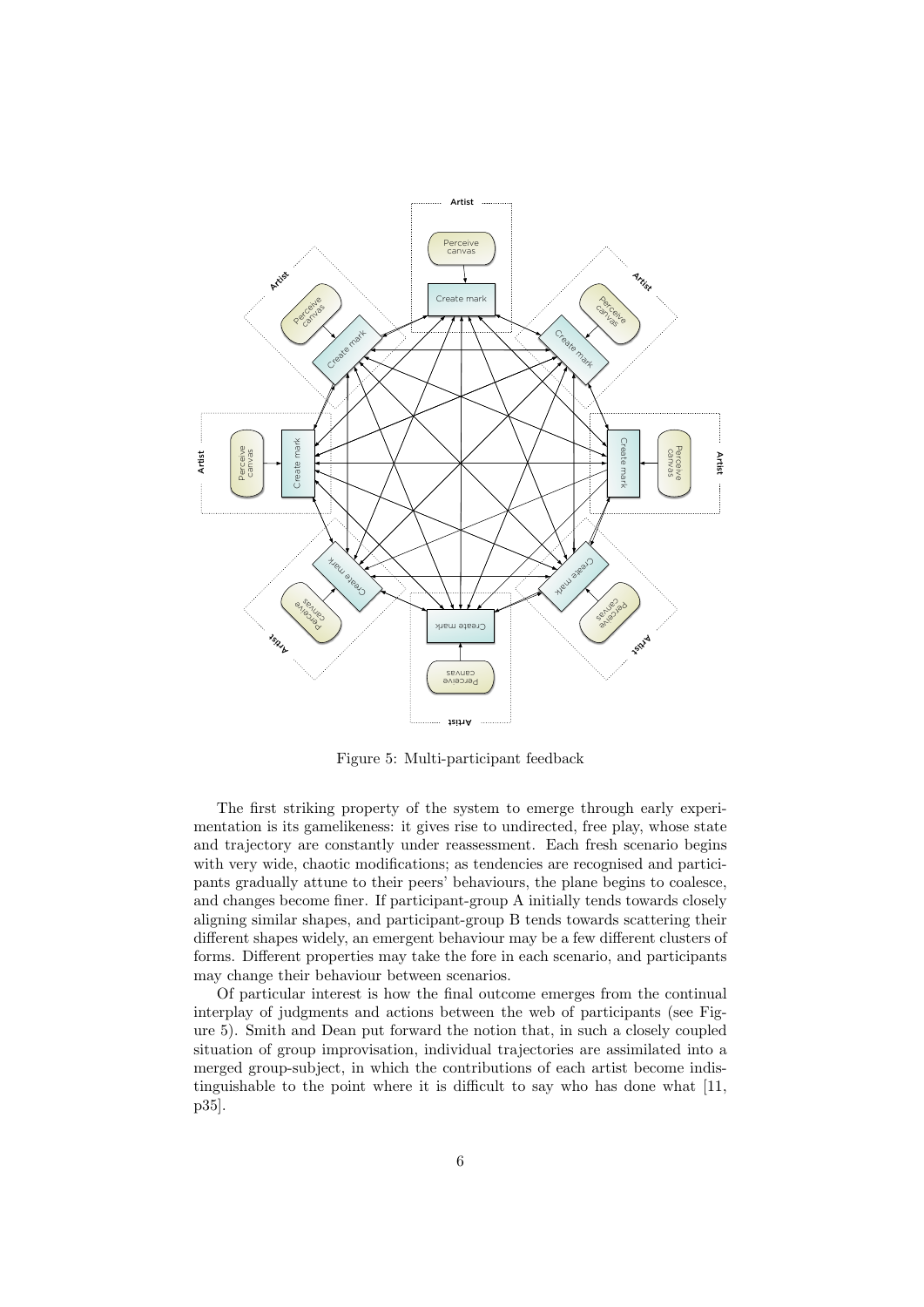Figure 5: Multi-participant feedback

The first striking property of the system to emerge through early experimentation is its gamelikeness: it gives rise to undirected, free play, whose state and trajectory are constantly under reassessment. Each fresh scenario begins with very wide, chaotic modifications; as tendencies are recognised and participants gradually attune to their peers' behaviours, the plane begins to coalesce, and changes become finer. If participant-group A initially tends towards closely aligning similar shapes, and participant-group B tends towards scattering their different shapes widely, an emergent behaviour may be a few different clusters of forms. Different properties may take the fore in each scenario, and participants may change their behaviour between scenarios.

Of particular interest is how the final outcome emerges from the continual interplay of judgments and actions between the web of participants (see Figure 5). Smith and Dean put forward the notion that, in such a closely coupled situation of group improvisation, individual trajectories are assimilated into a merged group-subject, in which the contributions of each artist become indistinguishable to the point where it is difficult to say who has done what [11, p35].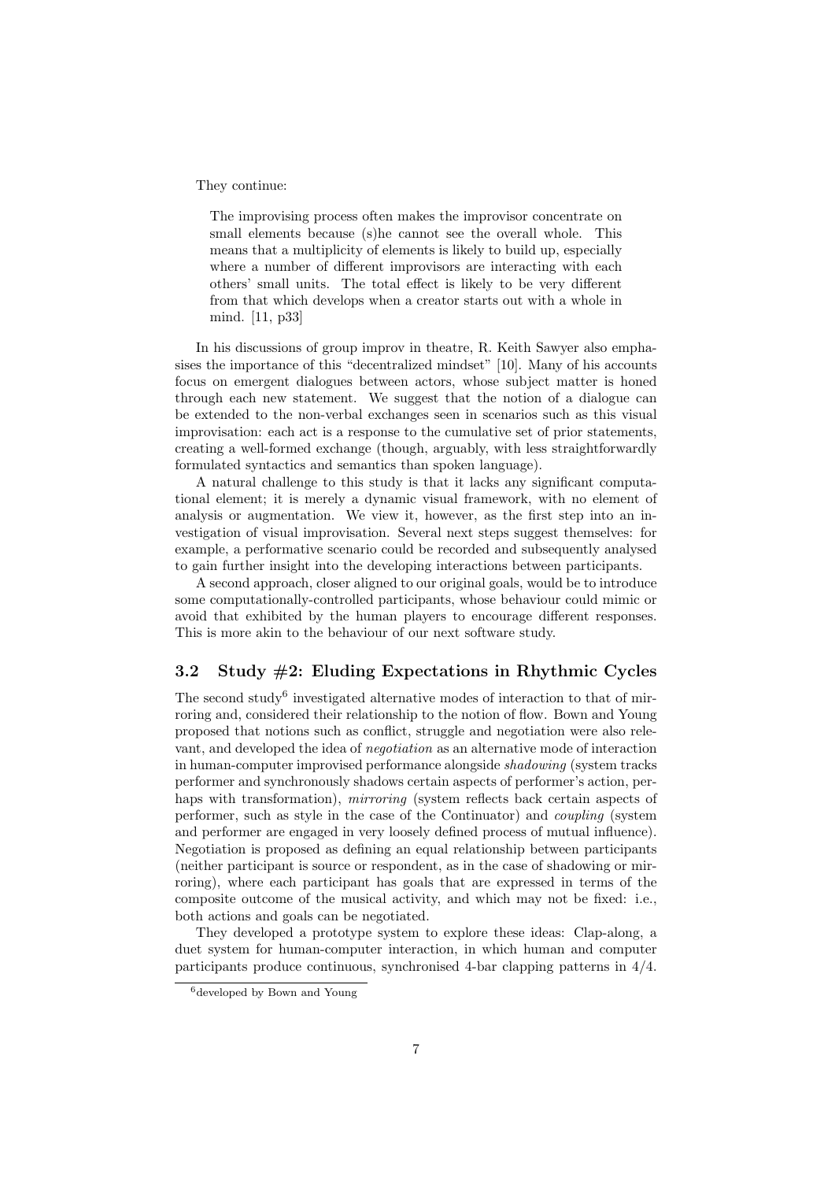They continue:

> The improvising process often makes the improvisor concentrate on small elements because (s)he cannot see the overall whole. This means that a multiplicity of elements is likely to build up, especially where a number of different improvisors are interacting with each others' small units. The total effect is likely to be very different from that which develops when a creator starts out with a whole in mind. [11, p33]

In his discussions of group improv in theatre, R. Keith Sawyer also emphasises the importance of this "decentralized mindset" [10]. Many of his accounts focus on emergent dialogues between actors, whose subject matter is honed through each new statement. We suggest that the notion of a dialogue can be extended to the non-verbal exchanges seen in scenarios such as this visual improvisation: each act is a response to the cumulative set of prior statements, creating a well-formed exchange (though, arguably, with less straightforwardly formulated syntactics and semantics than spoken language).

A natural challenge to this study is that it lacks any significant computational element; it is merely a dynamic visual framework, with no element of analysis or augmentation. We view it, however, as the first step into an investigation of visual improvisation. Several next steps suggest themselves: for example, a performative scenario could be recorded and subsequently analysed to gain further insight into the developing interactions between participants.

A second approach, closer aligned to our original goals, would be to introduce some computationally-controlled participants, whose behaviour could mimic or avoid that exhibited by the human players to encourage different responses. This is more akin to the behaviour of our next software study.

### 3.2 Study #2: Eluding Expectations in Rhythmic Cycles

The second study[6] investigated alternative modes of interaction to that of mirroring and, considered their relationship to the notion of flow. Bown and Young proposed that notions such as conflict, struggle and negotiation were also relevant, and developed the idea of *negotiation* as an alternative mode of interaction in human-computer improvised performance alongside *shadowing* (system tracks performer and synchronously shadows certain aspects of performer's action, perhaps with transformation), *mirroring* (system reflects back certain aspects of performer, such as style in the case of the Continuator) and *coupling* (system and performer are engaged in very loosely defined process of mutual influence). Negotiation is proposed as defining an equal relationship between participants (neither participant is source or respondent, as in the case of shadowing or mirroring), where each participant has goals that are expressed in terms of the composite outcome of the musical activity, and which may not be fixed: i.e., both actions and goals can be negotiated.

They developed a prototype system to explore these ideas: Clap-along, a duet system for human-computer interaction, in which human and computer participants produce continuous, synchronised 4-bar clapping patterns in 4/4.

[6] developed by Bown and Young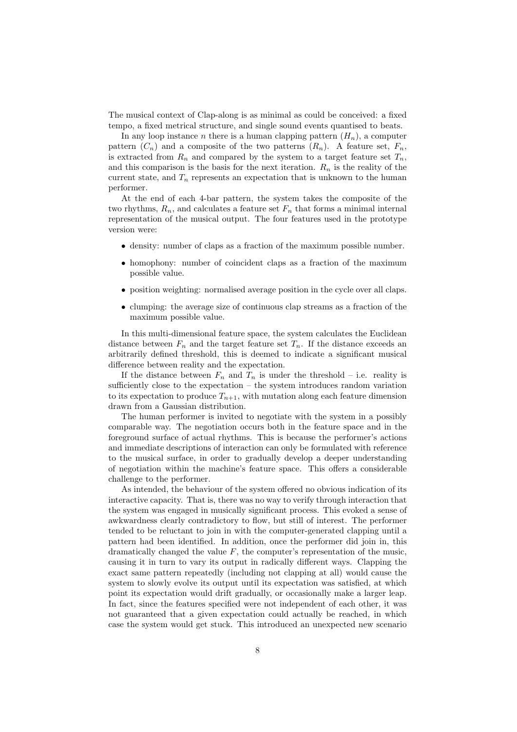The musical context of Clap-along is as minimal as could be conceived: a fixed tempo, a fixed metrical structure, and single sound events quantised to beats.

In any loop instance $n$ there is a human clapping pattern ($H_n$), a computer pattern ($C_n$) and a composite of the two patterns ($R_n$). A feature set, $F_n$, is extracted from $R_n$ and compared by the system to a target feature set $T_n$, and this comparison is the basis for the next iteration. $R_n$ is the reality of the current state, and $T_n$ represents an expectation that is unknown to the human performer.

At the end of each 4-bar pattern, the system takes the composite of the two rhythms, $R_n$, and calculates a feature set $F_n$ that forms a minimal internal representation of the musical output. The four features used in the prototype version were:

- density: number of claps as a fraction of the maximum possible number.
- homophony: number of coincident claps as a fraction of the maximum possible value.
- position weighting: normalised average position in the cycle over all claps.
- clumping: the average size of continuous clap streams as a fraction of the maximum possible value.

In this multi-dimensional feature space, the system calculates the Euclidean distance between $F_n$ and the target feature set $T_n$. If the distance exceeds an arbitrarily defined threshold, this is deemed to indicate a significant musical difference between reality and the expectation.

If the distance between $F_n$ and $T_n$ is under the threshold – i.e. reality is sufficiently close to the expectation – the system introduces random variation to its expectation to produce $T_{n+1}$, with mutation along each feature dimension drawn from a Gaussian distribution.

The human performer is invited to negotiate with the system in a possibly comparable way. The negotiation occurs both in the feature space and in the foreground surface of actual rhythms. This is because the performer's actions and immediate descriptions of interaction can only be formulated with reference to the musical surface, in order to gradually develop a deeper understanding of negotiation within the machine's feature space. This offers a considerable challenge to the performer.

As intended, the behaviour of the system offered no obvious indication of its interactive capacity. That is, there was no way to verify through interaction that the system was engaged in musically significant process. This evoked a sense of awkwardness clearly contradictory to flow, but still of interest. The performer tended to be reluctant to join in with the computer-generated clapping until a pattern had been identified. In addition, once the performer did join in, this dramatically changed the value $F$, the computer's representation of the music, causing it in turn to vary its output in radically different ways. Clapping the exact same pattern repeatedly (including not clapping at all) would cause the system to slowly evolve its output until its expectation was satisfied, at which point its expectation would drift gradually, or occasionally make a larger leap. In fact, since the features specified were not independent of each other, it was not guaranteed that a given expectation could actually be reached, in which case the system would get stuck. This introduced an unexpected new scenario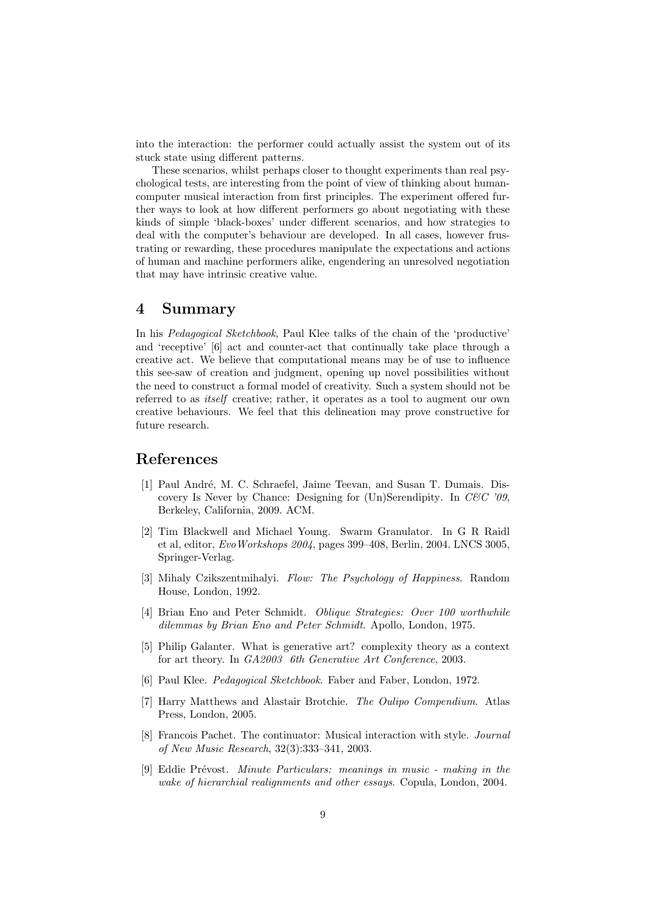into the interaction: the performer could actually assist the system out of its stuck state using different patterns.

These scenarios, whilst perhaps closer to thought experiments than real psychological tests, are interesting from the point of view of thinking about human-computer musical interaction from first principles. The experiment offered further ways to look at how different performers go about negotiating with these kinds of simple 'black-boxes' under different scenarios, and how strategies to deal with the computer's behaviour are developed. In all cases, however frustrating or rewarding, these procedures manipulate the expectations and actions of human and machine performers alike, engendering an unresolved negotiation that may have intrinsic creative value.

## 4 Summary

In his *Pedagogical Sketchbook*, Paul Klee talks of the chain of the 'productive' and 'receptive' [6] act and counter-act that continually take place through a creative act. We believe that computational means may be of use to influence this see-saw of creation and judgment, opening up novel possibilities without the need to construct a formal model of creativity. Such a system should not be referred to as *itself* creative; rather, it operates as a tool to augment our own creative behaviours. We feel that this delineation may prove constructive for future research.

## References

[1] Paul André, M. C. Schraefel, Jaime Teevan, and Susan T. Dumais. Discovery Is Never by Chance: Designing for (Un)Serendipity. In *C&C '09*, Berkeley, California, 2009. ACM.

[2] Tim Blackwell and Michael Young. Swarm Granulator. In G R Raidl et al, editor, *EvoWorkshops 2004*, pages 399–408, Berlin, 2004. LNCS 3005, Springer-Verlag.

[3] Mihaly Czikszentmihalyi. *Flow: The Psychology of Happiness*. Random House, London, 1992.

[4] Brian Eno and Peter Schmidt. *Oblique Strategies: Over 100 worthwhile dilemmas by Brian Eno and Peter Schmidt*. Apollo, London, 1975.

[5] Philip Galanter. What is generative art? complexity theory as a context for art theory. In *GA2003 6th Generative Art Conference*, 2003.

[6] Paul Klee. *Pedagogical Sketchbook*. Faber and Faber, London, 1972.

[7] Harry Matthews and Alastair Brotchie. *The Oulipo Compendium*. Atlas Press, London, 2005.

[8] Francois Pachet. The continuator: Musical interaction with style. *Journal of New Music Research*, 32(3):333–341, 2003.

[9] Eddie Prévost. *Minute Particulars: meanings in music - making in the wake of hierarchial realignments and other essays*. Copula, London, 2004.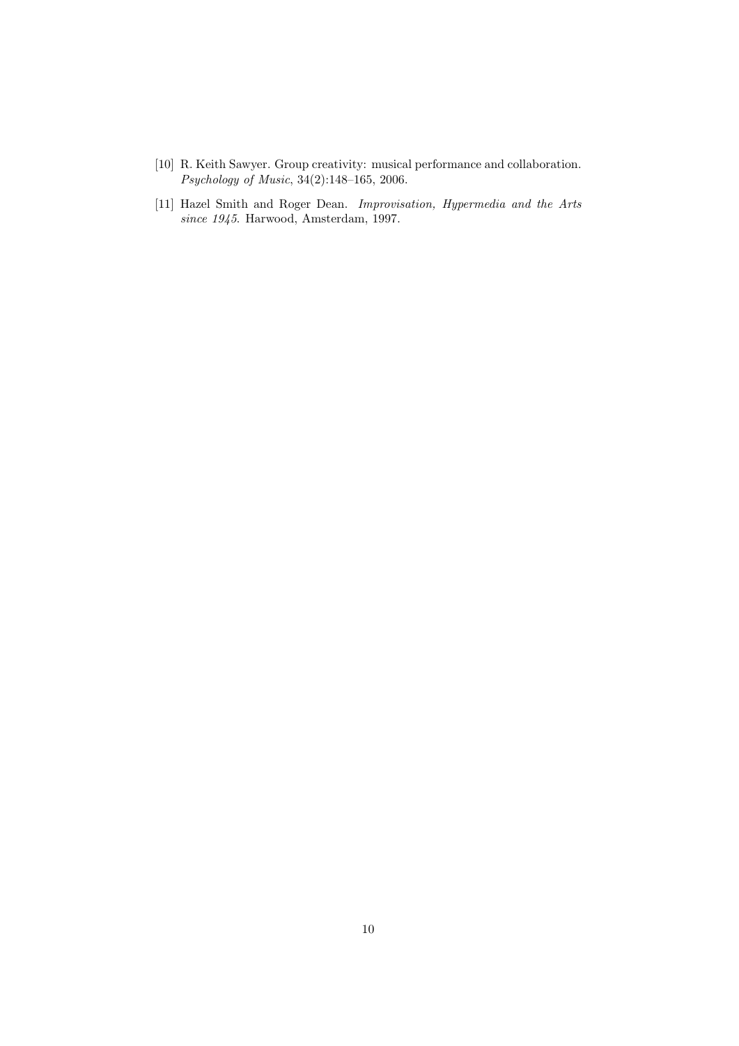[10] R. Keith Sawyer. Group creativity: musical performance and collaboration. *Psychology of Music*, 34(2):148–165, 2006.

[11] Hazel Smith and Roger Dean. *Improvisation, Hypermedia and the Arts since 1945*. Harwood, Amsterdam, 1997.